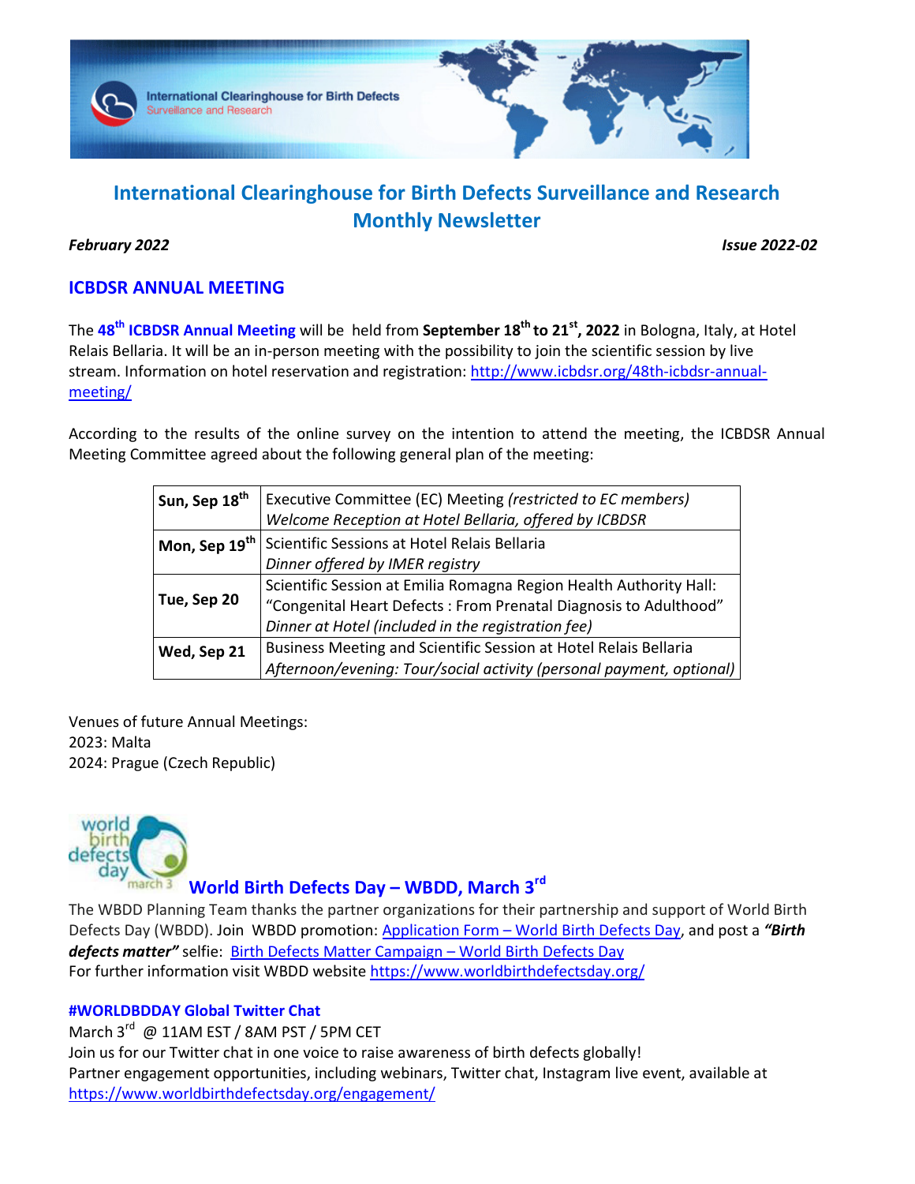# International Clearinghouse for Birth Defects Surveillance and Research Monthly Newsletter

*February 2022* *Issue 2022-02*

## ICBDSR ANNUAL MEETING

The **48th ICBDSR Annual Meeting** will be held from **September 18th to 21st, 2022** in Bologna, Italy, at Hotel Relais Bellaria. It will be an in-person meeting with the possibility to join the scientific session by live stream. Information on hotel reservation and registration: http://www.icbdsr.org/48th-icbdsr-annual-meeting/

According to the results of the online survey on the intention to attend the meeting, the ICBDSR Annual Meeting Committee agreed about the following general plan of the meeting:

| | |
|---|---|
| **Sun, Sep 18th** | Executive Committee (EC) Meeting *(restricted to EC members)*<br>*Welcome Reception at Hotel Bellaria, offered by ICBDSR* |
| **Mon, Sep 19th** | Scientific Sessions at Hotel Relais Bellaria<br>*Dinner offered by IMER registry* |
| **Tue, Sep 20** | Scientific Session at Emilia Romagna Region Health Authority Hall: "Congenital Heart Defects : From Prenatal Diagnosis to Adulthood"<br>*Dinner at Hotel (included in the registration fee)* |
| **Wed, Sep 21** | Business Meeting and Scientific Session at Hotel Relais Bellaria<br>*Afternoon/evening: Tour/social activity (personal payment, optional)* |

Venues of future Annual Meetings:
2023: Malta
2024: Prague (Czech Republic)

## World Birth Defects Day – WBDD, March 3rd

The WBDD Planning Team thanks the partner organizations for their partnership and support of World Birth Defects Day (WBDD). Join WBDD promotion: Application Form – World Birth Defects Day, and post a ***"Birth defects matter"*** selfie: Birth Defects Matter Campaign – World Birth Defects Day
For further information visit WBDD website https://www.worldbirthdefectsday.org/

### #WORLDBDDAY Global Twitter Chat

March 3rd @ 11AM EST / 8AM PST / 5PM CET
Join us for our Twitter chat in one voice to raise awareness of birth defects globally!
Partner engagement opportunities, including webinars, Twitter chat, Instagram live event, available at https://www.worldbirthdefectsday.org/engagement/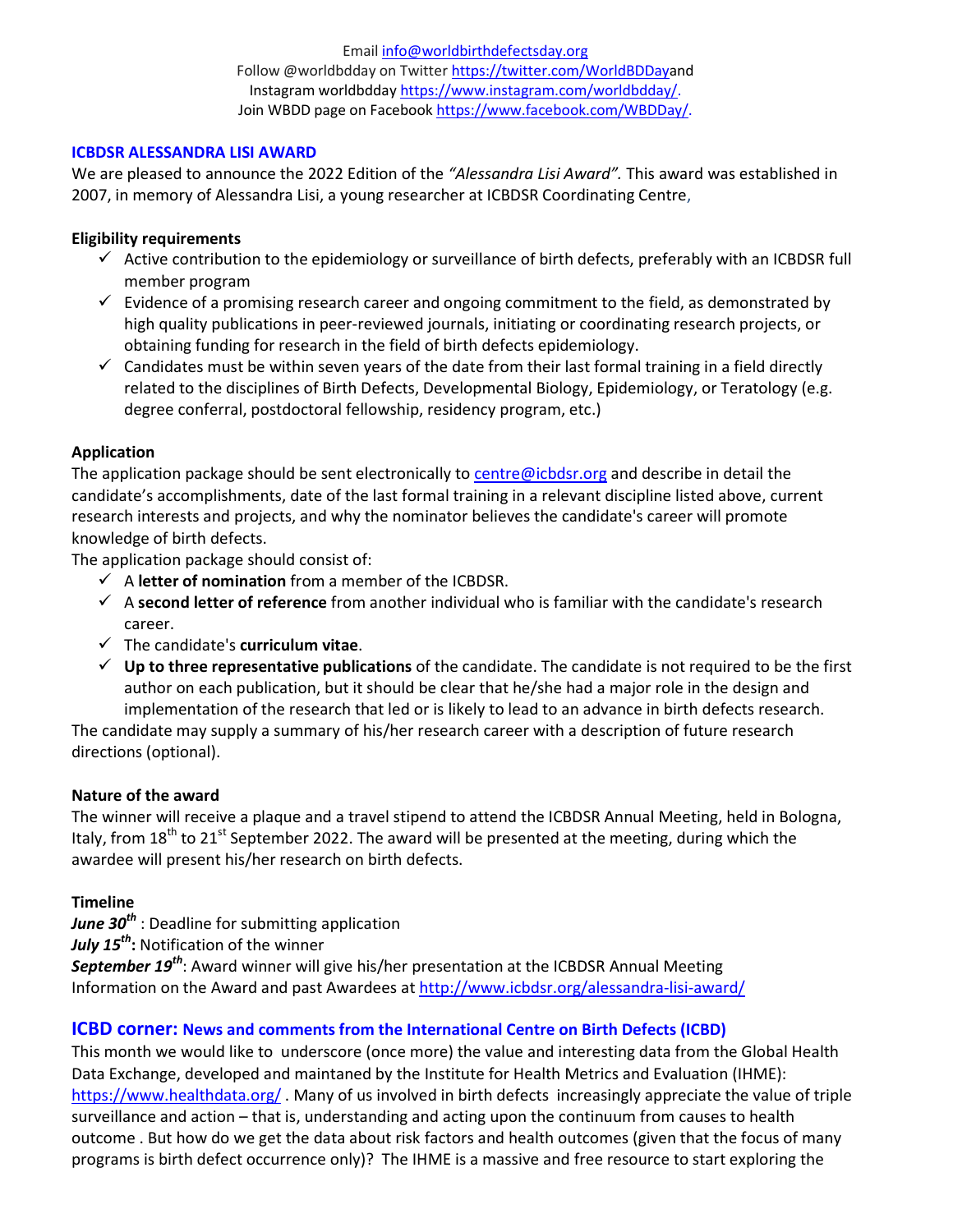Email info@worldbirthdefectsday.org
Follow @worldbdday on Twitter https://twitter.com/WorldBDDayand
Instagram worldbdday https://www.instagram.com/worldbdday/.
Join WBDD page on Facebook https://www.facebook.com/WBDDay/.

## ICBDSR ALESSANDRA LISI AWARD

We are pleased to announce the 2022 Edition of the *"Alessandra Lisi Award".* This award was established in 2007, in memory of Alessandra Lisi, a young researcher at ICBDSR Coordinating Centre,

**Eligibility requirements**

- ✓ Active contribution to the epidemiology or surveillance of birth defects, preferably with an ICBDSR full member program
- ✓ Evidence of a promising research career and ongoing commitment to the field, as demonstrated by high quality publications in peer-reviewed journals, initiating or coordinating research projects, or obtaining funding for research in the field of birth defects epidemiology.
- ✓ Candidates must be within seven years of the date from their last formal training in a field directly related to the disciplines of Birth Defects, Developmental Biology, Epidemiology, or Teratology (e.g. degree conferral, postdoctoral fellowship, residency program, etc.)

**Application**

The application package should be sent electronically to centre@icbdsr.org and describe in detail the candidate's accomplishments, date of the last formal training in a relevant discipline listed above, current research interests and projects, and why the nominator believes the candidate's career will promote knowledge of birth defects.

The application package should consist of:

- ✓ A **letter of nomination** from a member of the ICBDSR.
- ✓ A **second letter of reference** from another individual who is familiar with the candidate's research career.
- ✓ The candidate's **curriculum vitae**.
- ✓ **Up to three representative publications** of the candidate. The candidate is not required to be the first author on each publication, but it should be clear that he/she had a major role in the design and implementation of the research that led or is likely to lead to an advance in birth defects research.

The candidate may supply a summary of his/her research career with a description of future research directions (optional).

**Nature of the award**

The winner will receive a plaque and a travel stipend to attend the ICBDSR Annual Meeting, held in Bologna, Italy, from 18th to 21st September 2022. The award will be presented at the meeting, during which the awardee will present his/her research on birth defects.

**Timeline**

***June 30th*** : Deadline for submitting application
***July 15th*:** Notification of the winner
***September 19th***: Award winner will give his/her presentation at the ICBDSR Annual Meeting
Information on the Award and past Awardees at http://www.icbdsr.org/alessandra-lisi-award/

## ICBD corner: News and comments from the International Centre on Birth Defects (ICBD)

This month we would like to underscore (once more) the value and interesting data from the Global Health Data Exchange, developed and maintaned by the Institute for Health Metrics and Evaluation (IHME): https://www.healthdata.org/ . Many of us involved in birth defects increasingly appreciate the value of triple surveillance and action – that is, understanding and acting upon the continuum from causes to health outcome . But how do we get the data about risk factors and health outcomes (given that the focus of many programs is birth defect occurrence only)? The IHME is a massive and free resource to start exploring the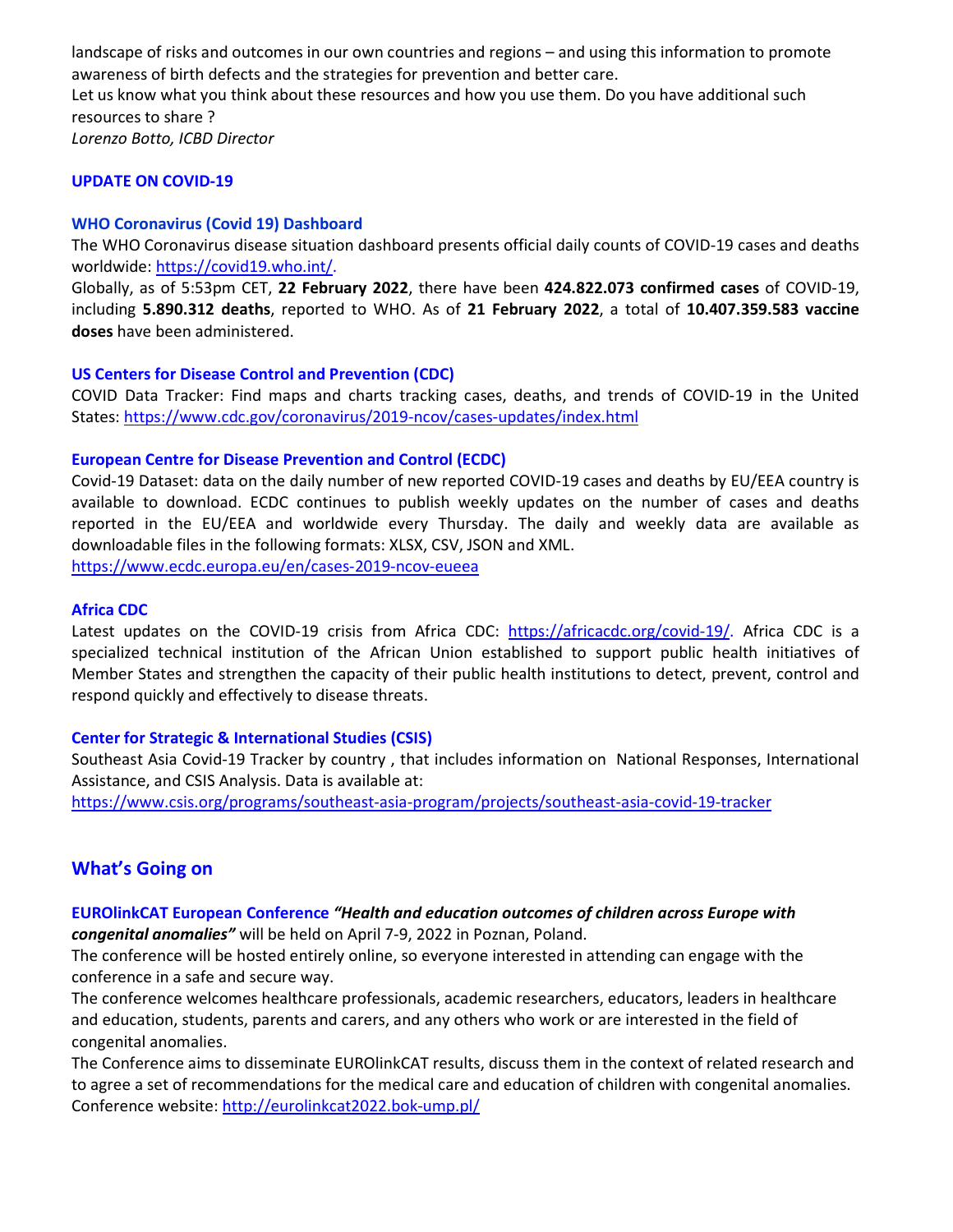landscape of risks and outcomes in our own countries and regions – and using this information to promote awareness of birth defects and the strategies for prevention and better care.
Let us know what you think about these resources and how you use them. Do you have additional such resources to share ?
*Lorenzo Botto, ICBD Director*

### UPDATE ON COVID-19

#### WHO Coronavirus (Covid 19) Dashboard

The WHO Coronavirus disease situation dashboard presents official daily counts of COVID-19 cases and deaths worldwide: https://covid19.who.int/.
Globally, as of 5:53pm CET, **22 February 2022**, there have been **424.822.073 confirmed cases** of COVID-19, including **5.890.312 deaths**, reported to WHO. As of **21 February 2022**, a total of **10.407.359.583 vaccine doses** have been administered.

#### US Centers for Disease Control and Prevention (CDC)

COVID Data Tracker: Find maps and charts tracking cases, deaths, and trends of COVID-19 in the United States: https://www.cdc.gov/coronavirus/2019-ncov/cases-updates/index.html

#### European Centre for Disease Prevention and Control (ECDC)

Covid-19 Dataset: data on the daily number of new reported COVID-19 cases and deaths by EU/EEA country is available to download. ECDC continues to publish weekly updates on the number of cases and deaths reported in the EU/EEA and worldwide every Thursday. The daily and weekly data are available as downloadable files in the following formats: XLSX, CSV, JSON and XML.
https://www.ecdc.europa.eu/en/cases-2019-ncov-eueea

#### Africa CDC

Latest updates on the COVID-19 crisis from Africa CDC: https://africacdc.org/covid-19/. Africa CDC is a specialized technical institution of the African Union established to support public health initiatives of Member States and strengthen the capacity of their public health institutions to detect, prevent, control and respond quickly and effectively to disease threats.

#### Center for Strategic & International Studies (CSIS)

Southeast Asia Covid-19 Tracker by country , that includes information on National Responses, International Assistance, and CSIS Analysis. Data is available at:
https://www.csis.org/programs/southeast-asia-program/projects/southeast-asia-covid-19-tracker

## What's Going on

**EUROlinkCAT European Conference** ***"Health and education outcomes of children across Europe with congenital anomalies"*** will be held on April 7-9, 2022 in Poznan, Poland.
The conference will be hosted entirely online, so everyone interested in attending can engage with the conference in a safe and secure way.
The conference welcomes healthcare professionals, academic researchers, educators, leaders in healthcare and education, students, parents and carers, and any others who work or are interested in the field of congenital anomalies.
The Conference aims to disseminate EUROlinkCAT results, discuss them in the context of related research and to agree a set of recommendations for the medical care and education of children with congenital anomalies.
Conference website: http://eurolinkcat2022.bok-ump.pl/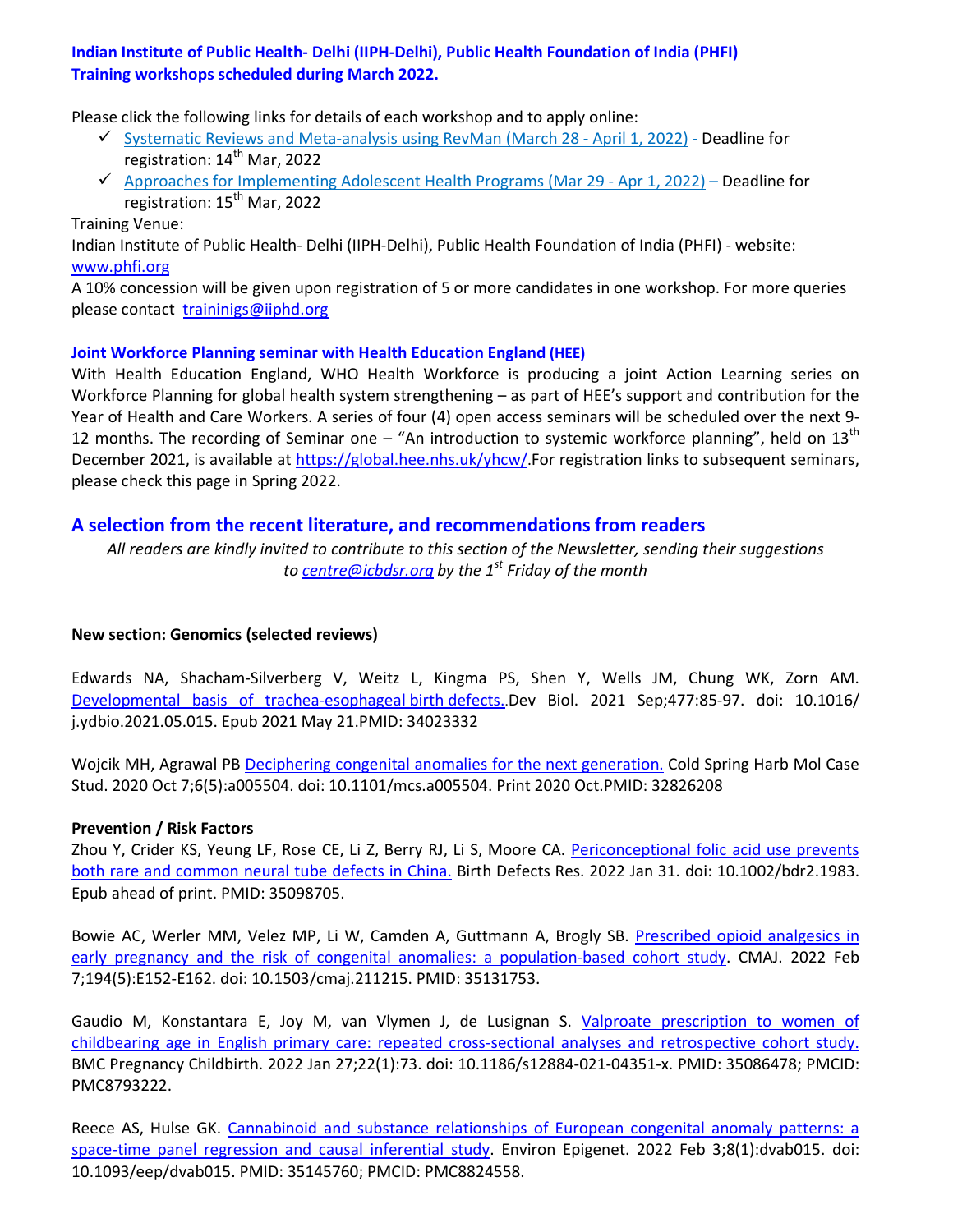**Indian Institute of Public Health- Delhi (IIPH-Delhi), Public Health Foundation of India (PHFI)**
**Training workshops scheduled during March 2022.**

Please click the following links for details of each workshop and to apply online:

- ✓ Systematic Reviews and Meta-analysis using RevMan (March 28 - April 1, 2022) - Deadline for registration: 14th Mar, 2022
- ✓ Approaches for Implementing Adolescent Health Programs (Mar 29 - Apr 1, 2022) – Deadline for registration: 15th Mar, 2022

Training Venue:
Indian Institute of Public Health- Delhi (IIPH-Delhi), Public Health Foundation of India (PHFI) - website: www.phfi.org
A 10% concession will be given upon registration of 5 or more candidates in one workshop. For more queries please contact trainings@iiphd.org

**Joint Workforce Planning seminar with Health Education England (HEE)**

With Health Education England, WHO Health Workforce is producing a joint Action Learning series on Workforce Planning for global health system strengthening – as part of HEE's support and contribution for the Year of Health and Care Workers. A series of four (4) open access seminars will be scheduled over the next 9-12 months. The recording of Seminar one – "An introduction to systemic workforce planning", held on 13th December 2021, is available at https://global.hee.nhs.uk/yhcw/.For registration links to subsequent seminars, please check this page in Spring 2022.

## A selection from the recent literature, and recommendations from readers

*All readers are kindly invited to contribute to this section of the Newsletter, sending their suggestions to centre@icbdsr.org by the 1st Friday of the month*

**New section: Genomics (selected reviews)**

Edwards NA, Shacham-Silverberg V, Weitz L, Kingma PS, Shen Y, Wells JM, Chung WK, Zorn AM. Developmental basis of trachea-esophageal birth defects. Dev Biol. 2021 Sep;477:85-97. doi: 10.1016/ j.ydbio.2021.05.015. Epub 2021 May 21.PMID: 34023332

Wojcik MH, Agrawal PB Deciphering congenital anomalies for the next generation. Cold Spring Harb Mol Case Stud. 2020 Oct 7;6(5):a005504. doi: 10.1101/mcs.a005504. Print 2020 Oct.PMID: 32826208

**Prevention / Risk Factors**

Zhou Y, Crider KS, Yeung LF, Rose CE, Li Z, Berry RJ, Li S, Moore CA. Periconceptional folic acid use prevents both rare and common neural tube defects in China. Birth Defects Res. 2022 Jan 31. doi: 10.1002/bdr2.1983. Epub ahead of print. PMID: 35098705.

Bowie AC, Werler MM, Velez MP, Li W, Camden A, Guttmann A, Brogly SB. Prescribed opioid analgesics in early pregnancy and the risk of congenital anomalies: a population-based cohort study. CMAJ. 2022 Feb 7;194(5):E152-E162. doi: 10.1503/cmaj.211215. PMID: 35131753.

Gaudio M, Konstantara E, Joy M, van Vlymen J, de Lusignan S. Valproate prescription to women of childbearing age in English primary care: repeated cross-sectional analyses and retrospective cohort study. BMC Pregnancy Childbirth. 2022 Jan 27;22(1):73. doi: 10.1186/s12884-021-04351-x. PMID: 35086478; PMCID: PMC8793222.

Reece AS, Hulse GK. Cannabinoid and substance relationships of European congenital anomaly patterns: a space-time panel regression and causal inferential study. Environ Epigenet. 2022 Feb 3;8(1):dvab015. doi: 10.1093/eep/dvab015. PMID: 35145760; PMCID: PMC8824558.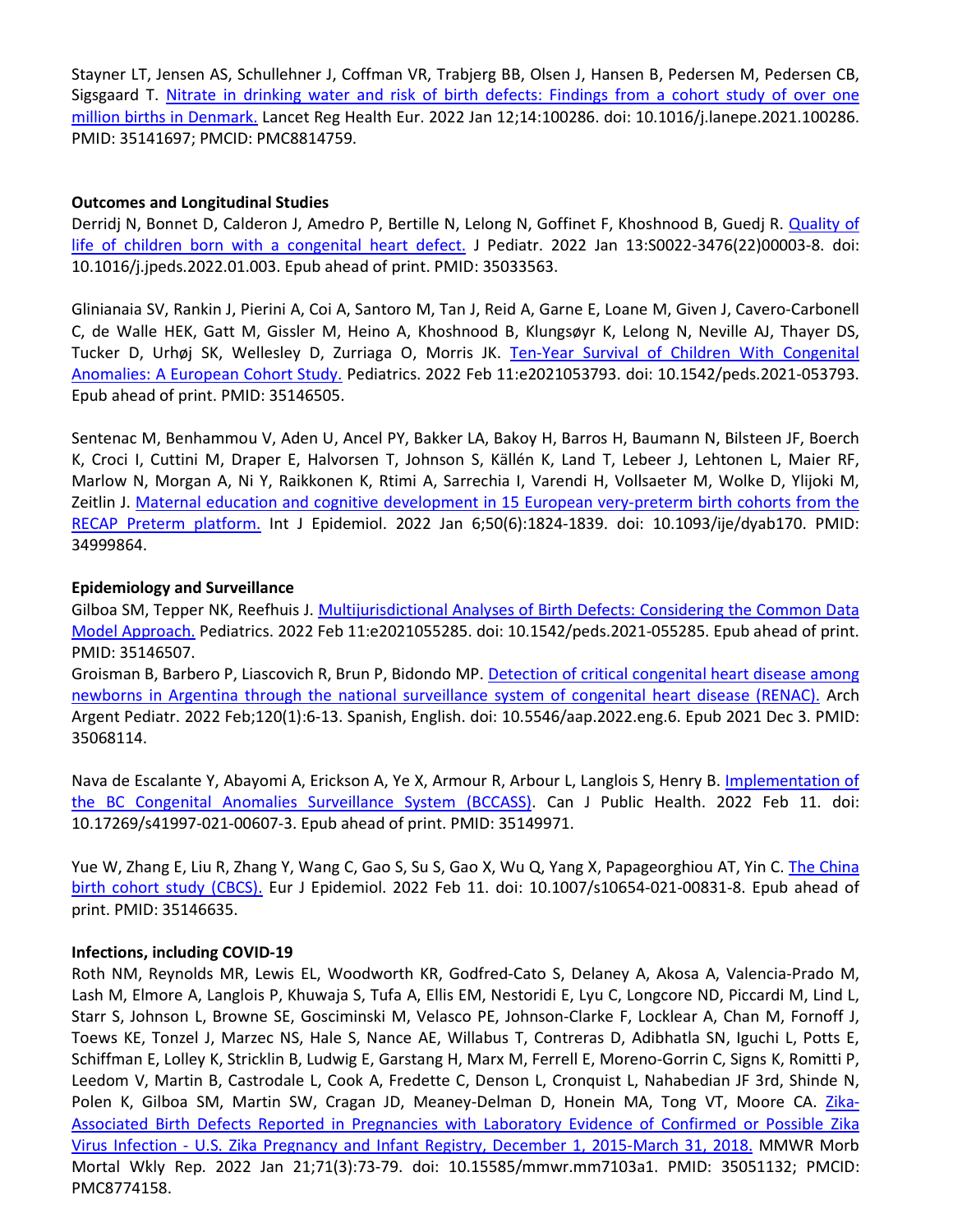Stayner LT, Jensen AS, Schullehner J, Coffman VR, Trabjerg BB, Olsen J, Hansen B, Pedersen M, Pedersen CB, Sigsgaard T. Nitrate in drinking water and risk of birth defects: Findings from a cohort study of over one million births in Denmark. Lancet Reg Health Eur. 2022 Jan 12;14:100286. doi: 10.1016/j.lanepe.2021.100286. PMID: 35141697; PMCID: PMC8814759.

**Outcomes and Longitudinal Studies**

Derridj N, Bonnet D, Calderon J, Amedro P, Bertille N, Lelong N, Goffinet F, Khoshnood B, Guedj R. Quality of life of children born with a congenital heart defect. J Pediatr. 2022 Jan 13:S0022-3476(22)00003-8. doi: 10.1016/j.jpeds.2022.01.003. Epub ahead of print. PMID: 35033563.

Glinianaia SV, Rankin J, Pierini A, Coi A, Santoro M, Tan J, Reid A, Garne E, Loane M, Given J, Cavero-Carbonell C, de Walle HEK, Gatt M, Gissler M, Heino A, Khoshnood B, Klungsøyr K, Lelong N, Neville AJ, Thayer DS, Tucker D, Urhøj SK, Wellesley D, Zurriaga O, Morris JK. Ten-Year Survival of Children With Congenital Anomalies: A European Cohort Study. Pediatrics. 2022 Feb 11:e2021053793. doi: 10.1542/peds.2021-053793. Epub ahead of print. PMID: 35146505.

Sentenac M, Benhammou V, Aden U, Ancel PY, Bakker LA, Bakoy H, Barros H, Baumann N, Bilsteen JF, Boerch K, Croci I, Cuttini M, Draper E, Halvorsen T, Johnson S, Källén K, Land T, Lebeer J, Lehtonen L, Maier RF, Marlow N, Morgan A, Ni Y, Raikkonen K, Rtimi A, Sarrechia I, Varendi H, Vollsaeter M, Wolke D, Ylijoki M, Zeitlin J. Maternal education and cognitive development in 15 European very-preterm birth cohorts from the RECAP Preterm platform. Int J Epidemiol. 2022 Jan 6;50(6):1824-1839. doi: 10.1093/ije/dyab170. PMID: 34999864.

**Epidemiology and Surveillance**

Gilboa SM, Tepper NK, Reefhuis J. Multijurisdictional Analyses of Birth Defects: Considering the Common Data Model Approach. Pediatrics. 2022 Feb 11:e2021055285. doi: 10.1542/peds.2021-055285. Epub ahead of print. PMID: 35146507.

Groisman B, Barbero P, Liascovich R, Brun P, Bidondo MP. Detection of critical congenital heart disease among newborns in Argentina through the national surveillance system of congenital heart disease (RENAC). Arch Argent Pediatr. 2022 Feb;120(1):6-13. Spanish, English. doi: 10.5546/aap.2022.eng.6. Epub 2021 Dec 3. PMID: 35068114.

Nava de Escalante Y, Abayomi A, Erickson A, Ye X, Armour R, Arbour L, Langlois S, Henry B. Implementation of the BC Congenital Anomalies Surveillance System (BCCASS). Can J Public Health. 2022 Feb 11. doi: 10.17269/s41997-021-00607-3. Epub ahead of print. PMID: 35149971.

Yue W, Zhang E, Liu R, Zhang Y, Wang C, Gao S, Su S, Gao X, Wu Q, Yang X, Papageorghiou AT, Yin C. The China birth cohort study (CBCS). Eur J Epidemiol. 2022 Feb 11. doi: 10.1007/s10654-021-00831-8. Epub ahead of print. PMID: 35146635.

**Infections, including COVID-19**

Roth NM, Reynolds MR, Lewis EL, Woodworth KR, Godfred-Cato S, Delaney A, Akosa A, Valencia-Prado M, Lash M, Elmore A, Langlois P, Khuwaja S, Tufa A, Ellis EM, Nestoridi E, Lyu C, Longcore ND, Piccardi M, Lind L, Starr S, Johnson L, Browne SE, Gosciminski M, Velasco PE, Johnson-Clarke F, Locklear A, Chan M, Fornoff J, Toews KE, Tonzel J, Marzec NS, Hale S, Nance AE, Willabus T, Contreras D, Adibhatla SN, Iguchi L, Potts E, Schiffman E, Lolley K, Stricklin B, Ludwig E, Garstang H, Marx M, Ferrell E, Moreno-Gorrin C, Signs K, Romitti P, Leedom V, Martin B, Castrodale L, Cook A, Fredette C, Denson L, Cronquist L, Nahabedian JF 3rd, Shinde N, Polen K, Gilboa SM, Martin SW, Cragan JD, Meaney-Delman D, Honein MA, Tong VT, Moore CA. Zika-Associated Birth Defects Reported in Pregnancies with Laboratory Evidence of Confirmed or Possible Zika Virus Infection - U.S. Zika Pregnancy and Infant Registry, December 1, 2015-March 31, 2018. MMWR Morb Mortal Wkly Rep. 2022 Jan 21;71(3):73-79. doi: 10.15585/mmwr.mm7103a1. PMID: 35051132; PMCID: PMC8774158.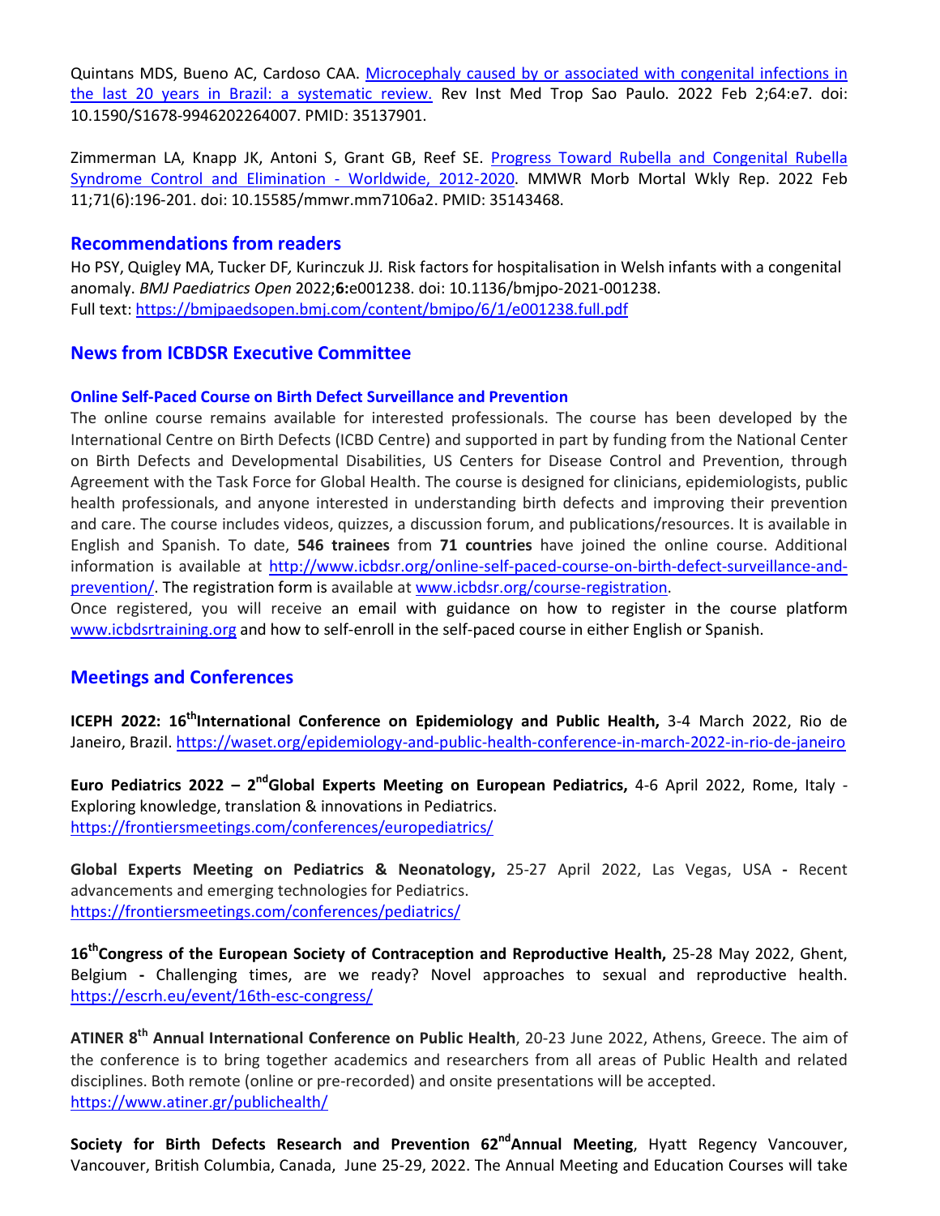Quintans MDS, Bueno AC, Cardoso CAA. [Microcephaly caused by or associated with congenital infections in the last 20 years in Brazil: a systematic review.](#) Rev Inst Med Trop Sao Paulo. 2022 Feb 2;64:e7. doi: 10.1590/S1678-9946202264007. PMID: 35137901.

Zimmerman LA, Knapp JK, Antoni S, Grant GB, Reef SE. [Progress Toward Rubella and Congenital Rubella Syndrome Control and Elimination - Worldwide, 2012-2020](#). MMWR Morb Mortal Wkly Rep. 2022 Feb 11;71(6):196-201. doi: 10.15585/mmwr.mm7106a2. PMID: 35143468.

## Recommendations from readers

Ho PSY, Quigley MA, Tucker DF, Kurinczuk JJ. Risk factors for hospitalisation in Welsh infants with a congenital anomaly. *BMJ Paediatrics Open* 2022;**6:**e001238. doi: 10.1136/bmjpo-2021-001238.
Full text: https://bmjpaedsopen.bmj.com/content/bmjpo/6/1/e001238.full.pdf

## News from ICBDSR Executive Committee

### Online Self-Paced Course on Birth Defect Surveillance and Prevention

The online course remains available for interested professionals. The course has been developed by the International Centre on Birth Defects (ICBD Centre) and supported in part by funding from the National Center on Birth Defects and Developmental Disabilities, US Centers for Disease Control and Prevention, through Agreement with the Task Force for Global Health. The course is designed for clinicians, epidemiologists, public health professionals, and anyone interested in understanding birth defects and improving their prevention and care. The course includes videos, quizzes, a discussion forum, and publications/resources. It is available in English and Spanish. To date, **546 trainees** from **71 countries** have joined the online course. Additional information is available at http://www.icbdsr.org/online-self-paced-course-on-birth-defect-surveillance-and-prevention/. The registration form is available at www.icbdsr.org/course-registration.
Once registered, you will receive an email with guidance on how to register in the course platform www.icbdsrtraining.org and how to self-enroll in the self-paced course in either English or Spanish.

## Meetings and Conferences

**ICEPH 2022: 16th International Conference on Epidemiology and Public Health,** 3-4 March 2022, Rio de Janeiro, Brazil. https://waset.org/epidemiology-and-public-health-conference-in-march-2022-in-rio-de-janeiro

**Euro Pediatrics 2022 – 2nd Global Experts Meeting on European Pediatrics,** 4-6 April 2022, Rome, Italy - Exploring knowledge, translation & innovations in Pediatrics.
https://frontiersmeetings.com/conferences/europediatrics/

**Global Experts Meeting on Pediatrics & Neonatology,** 25-27 April 2022, Las Vegas, USA **-** Recent advancements and emerging technologies for Pediatrics.
https://frontiersmeetings.com/conferences/pediatrics/

**16th Congress of the European Society of Contraception and Reproductive Health,** 25-28 May 2022, Ghent, Belgium **-** Challenging times, are we ready? Novel approaches to sexual and reproductive health. https://escrh.eu/event/16th-esc-congress/

**ATINER 8th Annual International Conference on Public Health**, 20-23 June 2022, Athens, Greece. The aim of the conference is to bring together academics and researchers from all areas of Public Health and related disciplines. Both remote (online or pre-recorded) and onsite presentations will be accepted.
https://www.atiner.gr/publichealth/

**Society for Birth Defects Research and Prevention 62nd Annual Meeting**, Hyatt Regency Vancouver, Vancouver, British Columbia, Canada, June 25-29, 2022. The Annual Meeting and Education Courses will take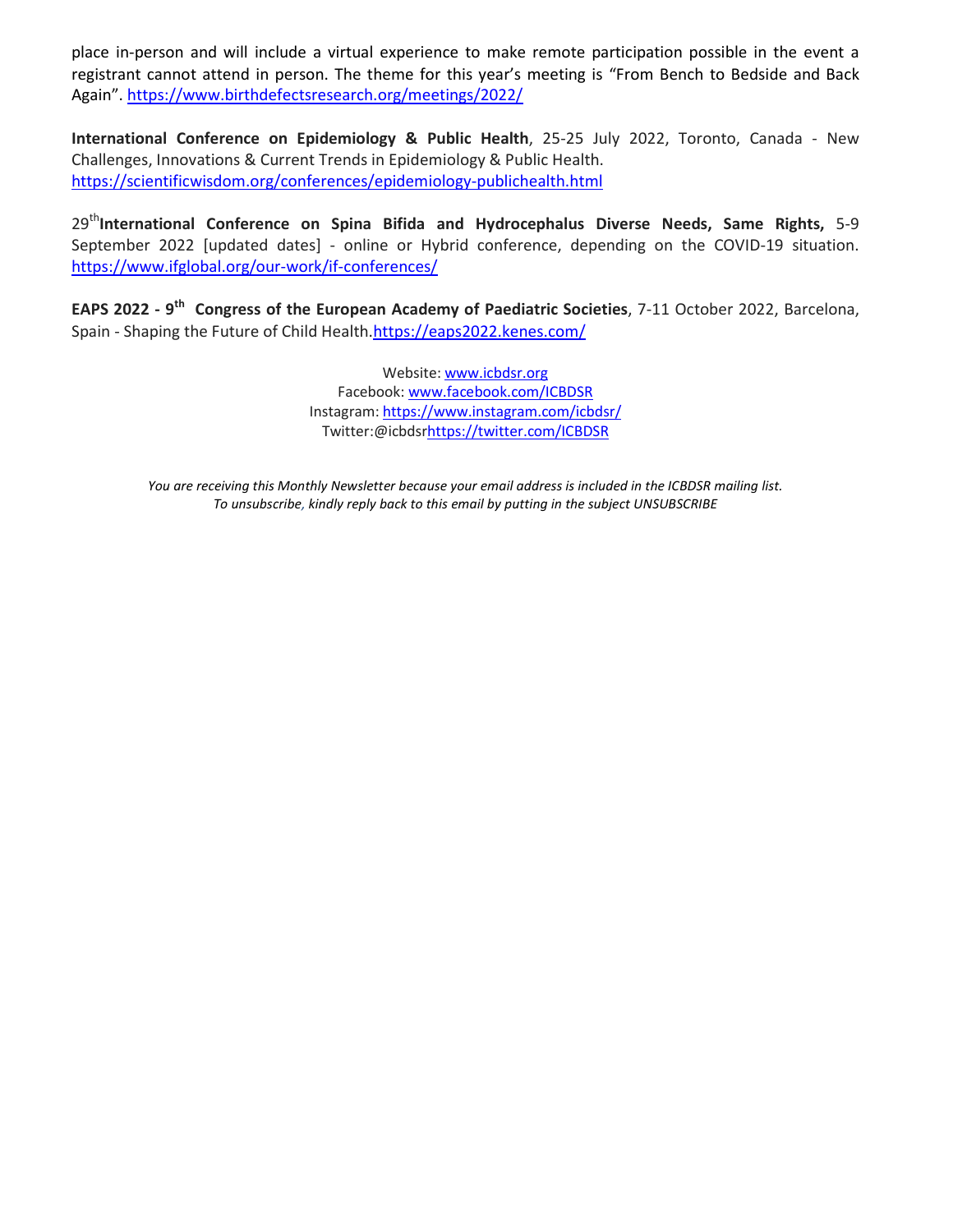place in-person and will include a virtual experience to make remote participation possible in the event a registrant cannot attend in person. The theme for this year's meeting is "From Bench to Bedside and Back Again". https://www.birthdefectsresearch.org/meetings/2022/

**International Conference on Epidemiology & Public Health**, 25-25 July 2022, Toronto, Canada - New Challenges, Innovations & Current Trends in Epidemiology & Public Health. https://scientificwisdom.org/conferences/epidemiology-publichealth.html

29th **International Conference on Spina Bifida and Hydrocephalus Diverse Needs, Same Rights,** 5-9 September 2022 [updated dates] - online or Hybrid conference, depending on the COVID-19 situation. https://www.ifglobal.org/our-work/if-conferences/

**EAPS 2022 - 9th Congress of the European Academy of Paediatric Societies**, 7-11 October 2022, Barcelona, Spain - Shaping the Future of Child Health. https://eaps2022.kenes.com/

Website: www.icbdsr.org
Facebook: www.facebook.com/ICBDSR
Instagram: https://www.instagram.com/icbdsr/
Twitter:@icbdsr https://twitter.com/ICBDSR

*You are receiving this Monthly Newsletter because your email address is included in the ICBDSR mailing list. To unsubscribe, kindly reply back to this email by putting in the subject UNSUBSCRIBE*